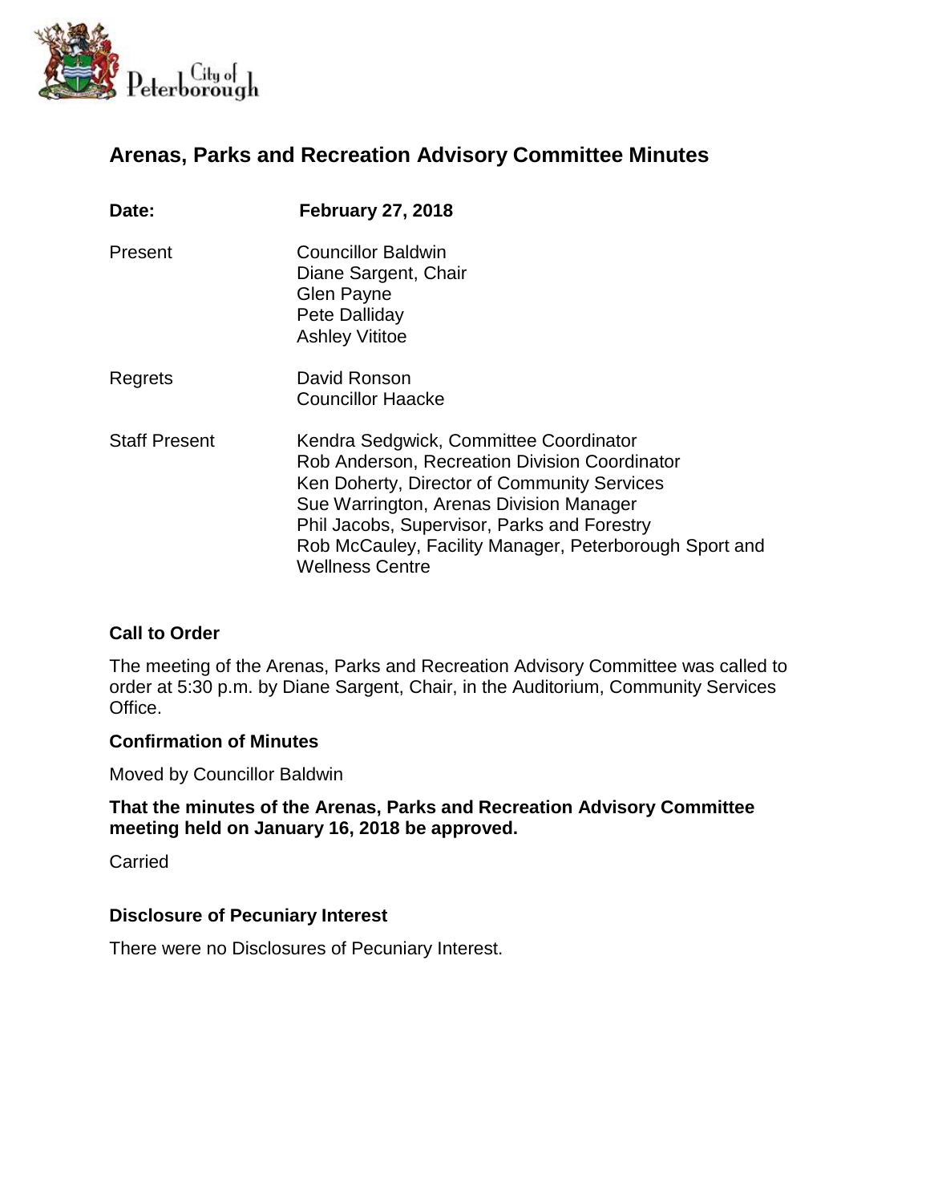City of Peterborough

# Arenas, Parks and Recreation Advisory Committee Minutes

| | |
|---|---|
| **Date:** | **February 27, 2018** |
| Present | Councillor Baldwin<br>Diane Sargent, Chair<br>Glen Payne<br>Pete Dalliday<br>Ashley Vititoe |
| Regrets | David Ronson<br>Councillor Haacke |
| Staff Present | Kendra Sedgwick, Committee Coordinator<br>Rob Anderson, Recreation Division Coordinator<br>Ken Doherty, Director of Community Services<br>Sue Warrington, Arenas Division Manager<br>Phil Jacobs, Supervisor, Parks and Forestry<br>Rob McCauley, Facility Manager, Peterborough Sport and Wellness Centre |

## Call to Order

The meeting of the Arenas, Parks and Recreation Advisory Committee was called to order at 5:30 p.m. by Diane Sargent, Chair, in the Auditorium, Community Services Office.

## Confirmation of Minutes

Moved by Councillor Baldwin

**That the minutes of the Arenas, Parks and Recreation Advisory Committee meeting held on January 16, 2018 be approved.**

Carried

## Disclosure of Pecuniary Interest

There were no Disclosures of Pecuniary Interest.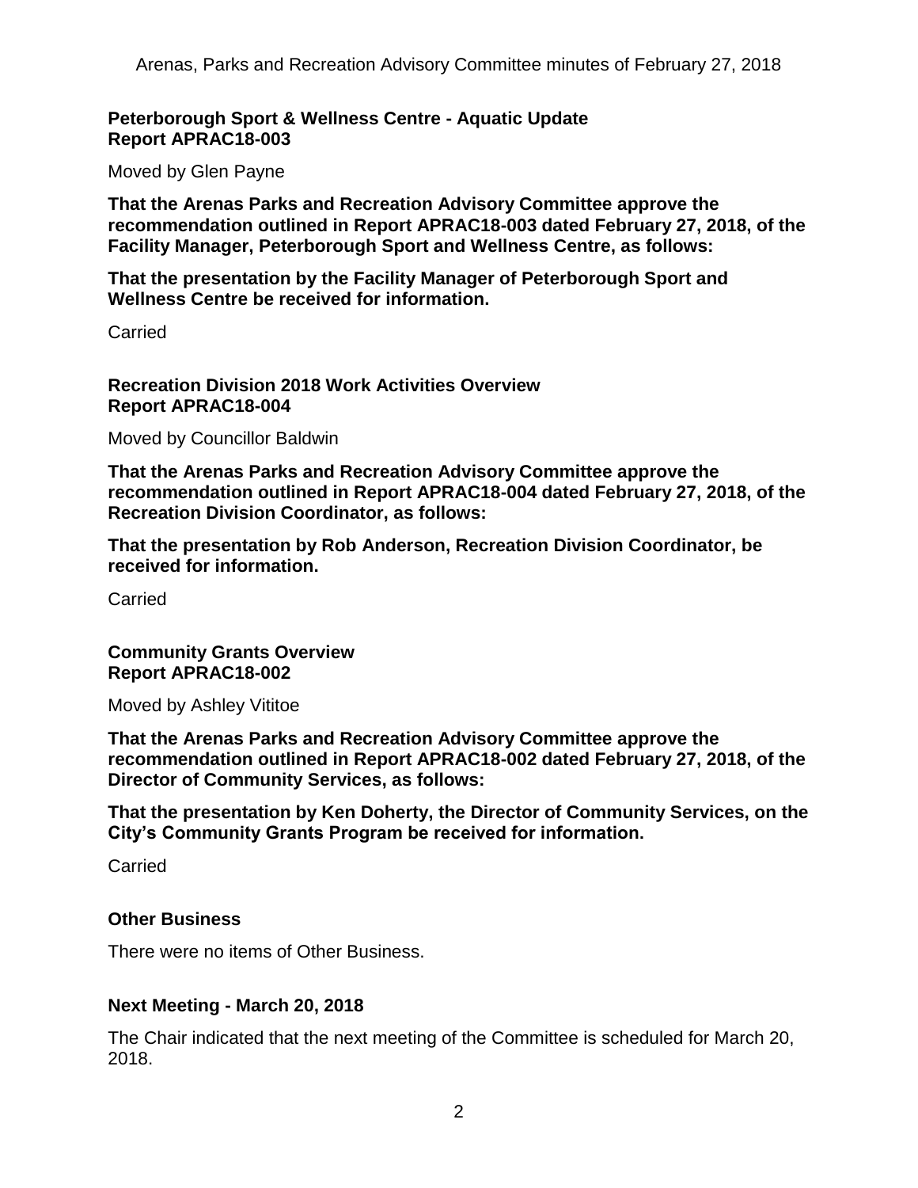**Peterborough Sport & Wellness Centre - Aquatic Update**
**Report APRAC18-003**

Moved by Glen Payne

**That the Arenas Parks and Recreation Advisory Committee approve the recommendation outlined in Report APRAC18-003 dated February 27, 2018, of the Facility Manager, Peterborough Sport and Wellness Centre, as follows:**

**That the presentation by the Facility Manager of Peterborough Sport and Wellness Centre be received for information.**

Carried

**Recreation Division 2018 Work Activities Overview**
**Report APRAC18-004**

Moved by Councillor Baldwin

**That the Arenas Parks and Recreation Advisory Committee approve the recommendation outlined in Report APRAC18-004 dated February 27, 2018, of the Recreation Division Coordinator, as follows:**

**That the presentation by Rob Anderson, Recreation Division Coordinator, be received for information.**

Carried

**Community Grants Overview**
**Report APRAC18-002**

Moved by Ashley Vititoe

**That the Arenas Parks and Recreation Advisory Committee approve the recommendation outlined in Report APRAC18-002 dated February 27, 2018, of the Director of Community Services, as follows:**

**That the presentation by Ken Doherty, the Director of Community Services, on the City's Community Grants Program be received for information.**

Carried

## Other Business

There were no items of Other Business.

## Next Meeting - March 20, 2018

The Chair indicated that the next meeting of the Committee is scheduled for March 20, 2018.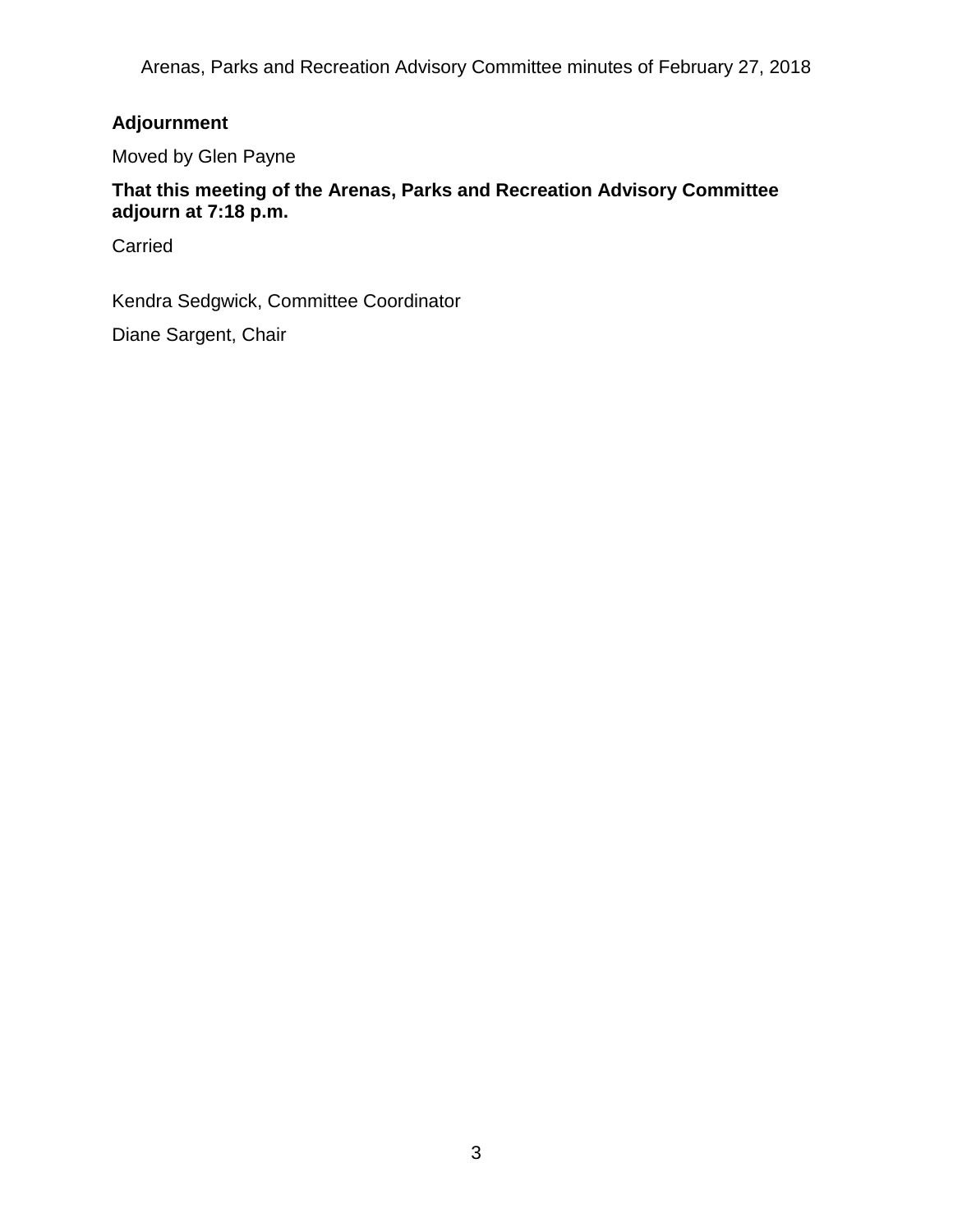**Adjournment**

Moved by Glen Payne

**That this meeting of the Arenas, Parks and Recreation Advisory Committee adjourn at 7:18 p.m.**

Carried

Kendra Sedgwick, Committee Coordinator

Diane Sargent, Chair